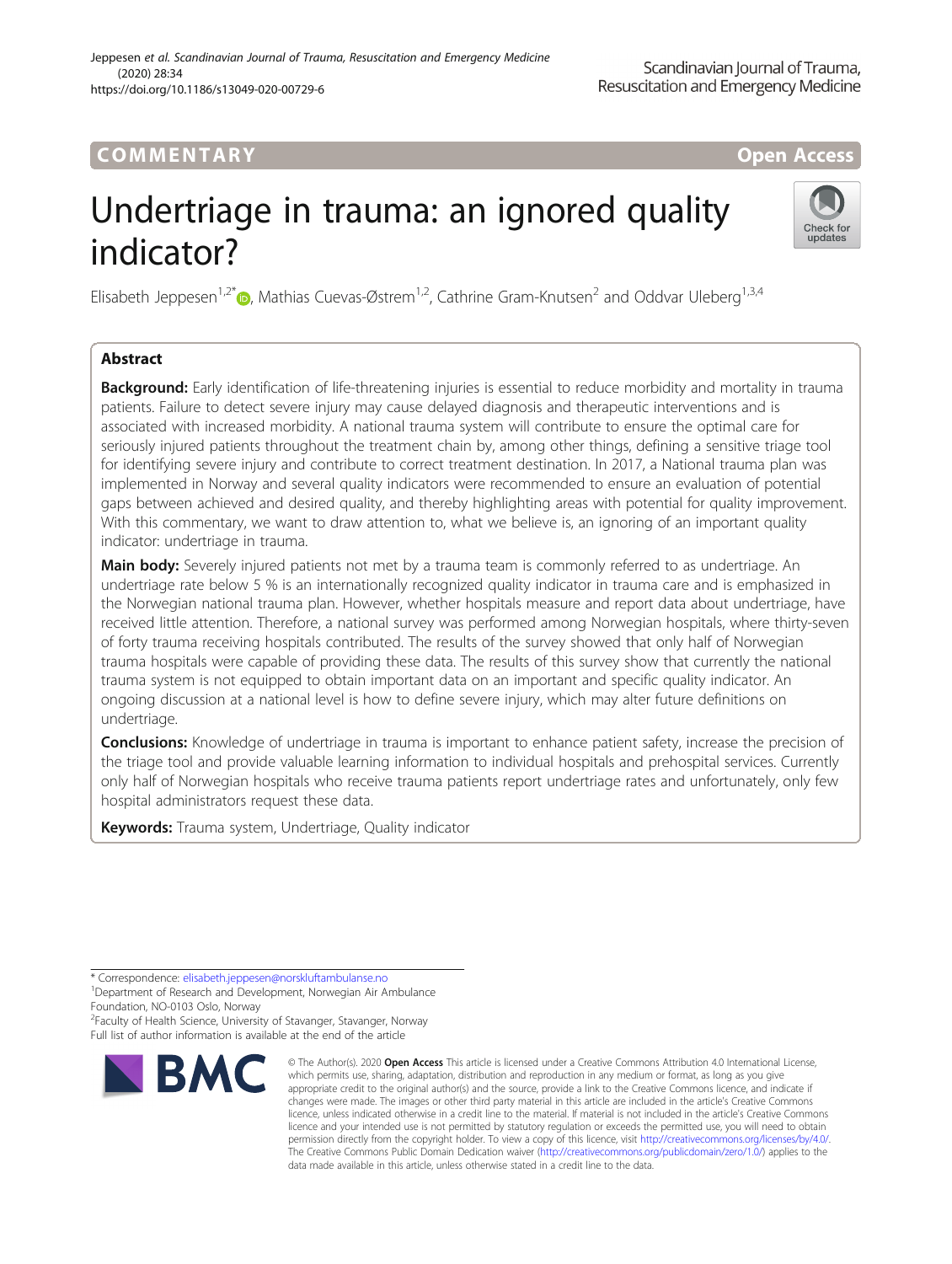COMMENTARY

Open Access

# Undertriage in trauma: an ignored quality indicator?

Elisabeth Jeppesen[1,2*], Mathias Cuevas-Østrem[1,2], Cathrine Gram-Knutsen[2] and Oddvar Uleberg[1,3,4]

## Abstract

**Background:** Early identification of life-threatening injuries is essential to reduce morbidity and mortality in trauma patients. Failure to detect severe injury may cause delayed diagnosis and therapeutic interventions and is associated with increased morbidity. A national trauma system will contribute to ensure the optimal care for seriously injured patients throughout the treatment chain by, among other things, defining a sensitive triage tool for identifying severe injury and contribute to correct treatment destination. In 2017, a National trauma plan was implemented in Norway and several quality indicators were recommended to ensure an evaluation of potential gaps between achieved and desired quality, and thereby highlighting areas with potential for quality improvement. With this commentary, we want to draw attention to, what we believe is, an ignoring of an important quality indicator: undertriage in trauma.

**Main body:** Severely injured patients not met by a trauma team is commonly referred to as undertriage. An undertriage rate below 5 % is an internationally recognized quality indicator in trauma care and is emphasized in the Norwegian national trauma plan. However, whether hospitals measure and report data about undertriage, have received little attention. Therefore, a national survey was performed among Norwegian hospitals, where thirty-seven of forty trauma receiving hospitals contributed. The results of the survey showed that only half of Norwegian trauma hospitals were capable of providing these data. The results of this survey show that currently the national trauma system is not equipped to obtain important data on an important and specific quality indicator. An ongoing discussion at a national level is how to define severe injury, which may alter future definitions on undertriage.

**Conclusions:** Knowledge of undertriage in trauma is important to enhance patient safety, increase the precision of the triage tool and provide valuable learning information to individual hospitals and prehospital services. Currently only half of Norwegian hospitals who receive trauma patients report undertriage rates and unfortunately, only few hospital administrators request these data.

**Keywords:** Trauma system, Undertriage, Quality indicator

---

\* Correspondence: elisabeth.jeppesen@norskluftambulanse.no

[1]Department of Research and Development, Norwegian Air Ambulance Foundation, NO-0103 Oslo, Norway

[2]Faculty of Health Science, University of Stavanger, Stavanger, Norway

Full list of author information is available at the end of the article

© The Author(s). 2020 **Open Access** This article is licensed under a Creative Commons Attribution 4.0 International License, which permits use, sharing, adaptation, distribution and reproduction in any medium or format, as long as you give appropriate credit to the original author(s) and the source, provide a link to the Creative Commons licence, and indicate if changes were made. The images or other third party material in this article are included in the article's Creative Commons licence, unless indicated otherwise in a credit line to the material. If material is not included in the article's Creative Commons licence and your intended use is not permitted by statutory regulation or exceeds the permitted use, you will need to obtain permission directly from the copyright holder. To view a copy of this licence, visit http://creativecommons.org/licenses/by/4.0/. The Creative Commons Public Domain Dedication waiver (http://creativecommons.org/publicdomain/zero/1.0/) applies to the data made available in this article, unless otherwise stated in a credit line to the data.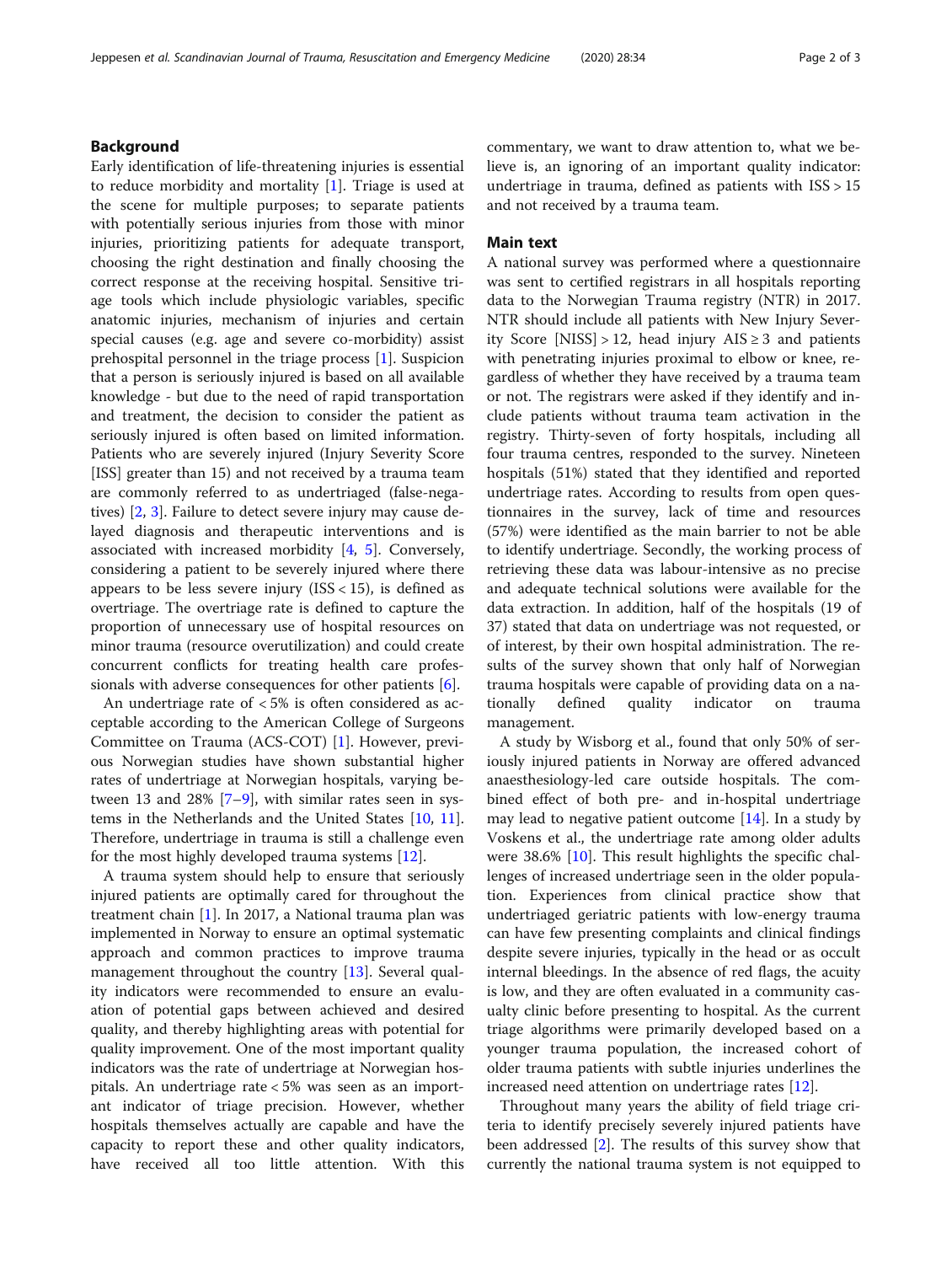## Background

Early identification of life-threatening injuries is essential to reduce morbidity and mortality [1]. Triage is used at the scene for multiple purposes; to separate patients with potentially serious injuries from those with minor injuries, prioritizing patients for adequate transport, choosing the right destination and finally choosing the correct response at the receiving hospital. Sensitive triage tools which include physiologic variables, specific anatomic injuries, mechanism of injuries and certain special causes (e.g. age and severe co-morbidity) assist prehospital personnel in the triage process [1]. Suspicion that a person is seriously injured is based on all available knowledge - but due to the need of rapid transportation and treatment, the decision to consider the patient as seriously injured is often based on limited information. Patients who are severely injured (Injury Severity Score [ISS] greater than 15) and not received by a trauma team are commonly referred to as undertriaged (false-negatives) [2, 3]. Failure to detect severe injury may cause delayed diagnosis and therapeutic interventions and is associated with increased morbidity [4, 5]. Conversely, considering a patient to be severely injured where there appears to be less severe injury (ISS < 15), is defined as overtriage. The overtriage rate is defined to capture the proportion of unnecessary use of hospital resources on minor trauma (resource overutilization) and could create concurrent conflicts for treating health care professionals with adverse consequences for other patients [6].

An undertriage rate of < 5% is often considered as acceptable according to the American College of Surgeons Committee on Trauma (ACS-COT) [1]. However, previous Norwegian studies have shown substantial higher rates of undertriage at Norwegian hospitals, varying between 13 and 28% [7–9], with similar rates seen in systems in the Netherlands and the United States [10, 11]. Therefore, undertriage in trauma is still a challenge even for the most highly developed trauma systems [12].

A trauma system should help to ensure that seriously injured patients are optimally cared for throughout the treatment chain [1]. In 2017, a National trauma plan was implemented in Norway to ensure an optimal systematic approach and common practices to improve trauma management throughout the country [13]. Several quality indicators were recommended to ensure an evaluation of potential gaps between achieved and desired quality, and thereby highlighting areas with potential for quality improvement. One of the most important quality indicators was the rate of undertriage at Norwegian hospitals. An undertriage rate < 5% was seen as an important indicator of triage precision. However, whether hospitals themselves actually are capable and have the capacity to report these and other quality indicators, have received all too little attention. With this commentary, we want to draw attention to, what we believe is, an ignoring of an important quality indicator: undertriage in trauma, defined as patients with ISS > 15 and not received by a trauma team.

## Main text

A national survey was performed where a questionnaire was sent to certified registrars in all hospitals reporting data to the Norwegian Trauma registry (NTR) in 2017. NTR should include all patients with New Injury Severity Score [NISS] > 12, head injury AIS ≥ 3 and patients with penetrating injuries proximal to elbow or knee, regardless of whether they have received by a trauma team or not. The registrars were asked if they identify and include patients without trauma team activation in the registry. Thirty-seven of forty hospitals, including all four trauma centres, responded to the survey. Nineteen hospitals (51%) stated that they identified and reported undertriage rates. According to results from open questionnaires in the survey, lack of time and resources (57%) were identified as the main barrier to not be able to identify undertriage. Secondly, the working process of retrieving these data was labour-intensive as no precise and adequate technical solutions were available for the data extraction. In addition, half of the hospitals (19 of 37) stated that data on undertriage was not requested, or of interest, by their own hospital administration. The results of the survey shown that only half of Norwegian trauma hospitals were capable of providing data on a nationally defined quality indicator on trauma management.

A study by Wisborg et al., found that only 50% of seriously injured patients in Norway are offered advanced anaesthesiology-led care outside hospitals. The combined effect of both pre- and in-hospital undertriage may lead to negative patient outcome [14]. In a study by Voskens et al., the undertriage rate among older adults were 38.6% [10]. This result highlights the specific challenges of increased undertriage seen in the older population. Experiences from clinical practice show that undertriaged geriatric patients with low-energy trauma can have few presenting complaints and clinical findings despite severe injuries, typically in the head or as occult internal bleedings. In the absence of red flags, the acuity is low, and they are often evaluated in a community casualty clinic before presenting to hospital. As the current triage algorithms were primarily developed based on a younger trauma population, the increased cohort of older trauma patients with subtle injuries underlines the increased need attention on undertriage rates [12].

Throughout many years the ability of field triage criteria to identify precisely severely injured patients have been addressed [2]. The results of this survey show that currently the national trauma system is not equipped to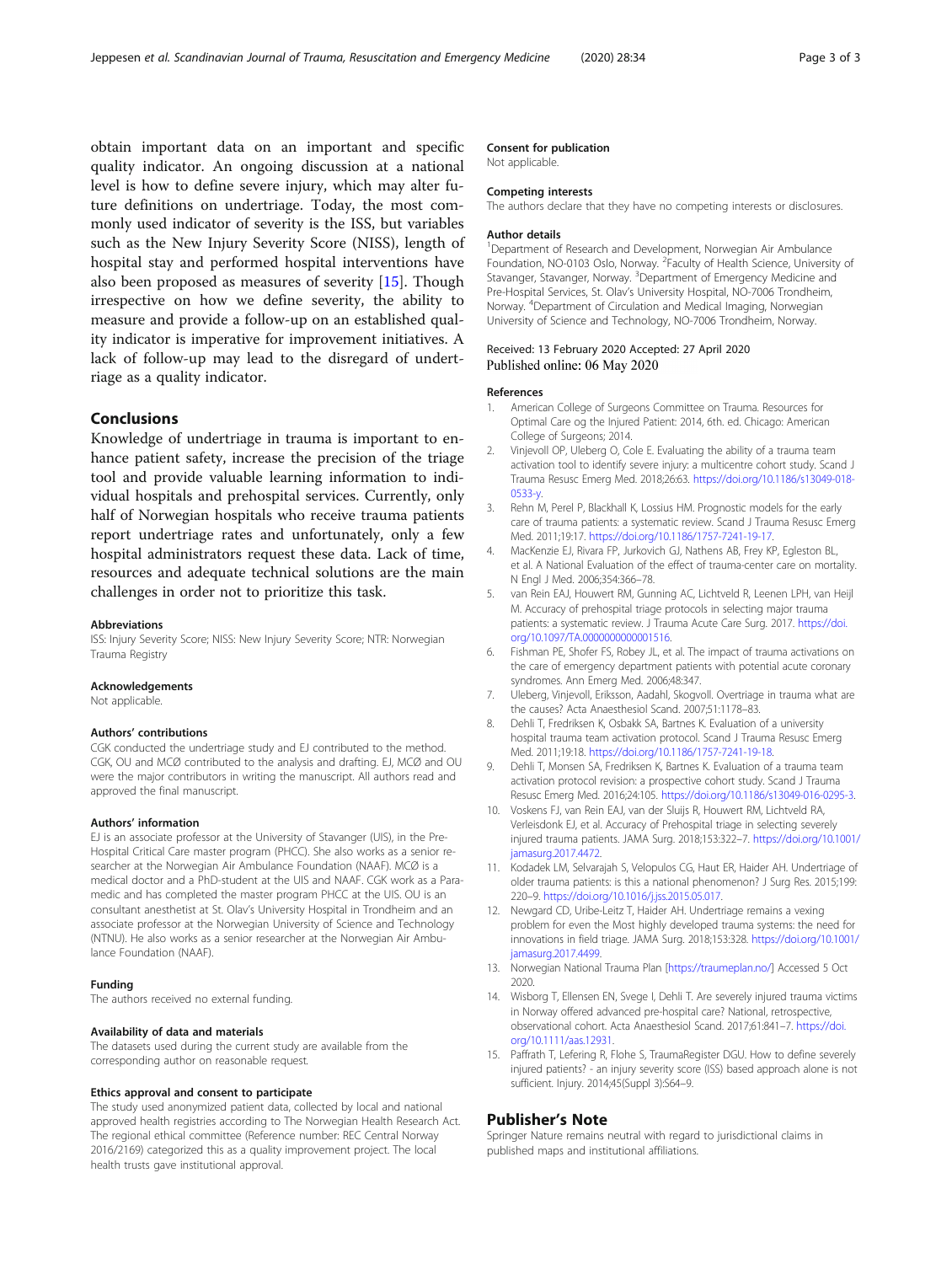obtain important data on an important and specific quality indicator. An ongoing discussion at a national level is how to define severe injury, which may alter future definitions on undertriage. Today, the most commonly used indicator of severity is the ISS, but variables such as the New Injury Severity Score (NISS), length of hospital stay and performed hospital interventions have also been proposed as measures of severity [15]. Though irrespective on how we define severity, the ability to measure and provide a follow-up on an established quality indicator is imperative for improvement initiatives. A lack of follow-up may lead to the disregard of undertriage as a quality indicator.

## Conclusions

Knowledge of undertriage in trauma is important to enhance patient safety, increase the precision of the triage tool and provide valuable learning information to individual hospitals and prehospital services. Currently, only half of Norwegian hospitals who receive trauma patients report undertriage rates and unfortunately, only a few hospital administrators request these data. Lack of time, resources and adequate technical solutions are the main challenges in order not to prioritize this task.

#### Abbreviations

ISS: Injury Severity Score; NISS: New Injury Severity Score; NTR: Norwegian Trauma Registry

#### Acknowledgements

Not applicable.

#### Authors' contributions

CGK conducted the undertriage study and EJ contributed to the method. CGK, OU and MCØ contributed to the analysis and drafting. EJ, MCØ and OU were the major contributors in writing the manuscript. All authors read and approved the final manuscript.

#### Authors' information

EJ is an associate professor at the University of Stavanger (UIS), in the Pre-Hospital Critical Care master program (PHCC). She also works as a senior researcher at the Norwegian Air Ambulance Foundation (NAAF). MCØ is a medical doctor and a PhD-student at the UIS and NAAF. CGK work as a Paramedic and has completed the master program PHCC at the UIS. OU is an consultant anesthetist at St. Olav's University Hospital in Trondheim and an associate professor at the Norwegian University of Science and Technology (NTNU). He also works as a senior researcher at the Norwegian Air Ambulance Foundation (NAAF).

#### Funding

The authors received no external funding.

#### Availability of data and materials

The datasets used during the current study are available from the corresponding author on reasonable request.

#### Ethics approval and consent to participate

The study used anonymized patient data, collected by local and national approved health registries according to The Norwegian Health Research Act. The regional ethical committee (Reference number: REC Central Norway 2016/2169) categorized this as a quality improvement project. The local health trusts gave institutional approval.

#### Consent for publication

Not applicable.

#### Competing interests

The authors declare that they have no competing interests or disclosures.

#### Author details

[1]Department of Research and Development, Norwegian Air Ambulance Foundation, NO-0103 Oslo, Norway. [2]Faculty of Health Science, University of Stavanger, Stavanger, Norway. [3]Department of Emergency Medicine and Pre-Hospital Services, St. Olav's University Hospital, NO-7006 Trondheim, Norway. [4]Department of Circulation and Medical Imaging, Norwegian University of Science and Technology, NO-7006 Trondheim, Norway.

Received: 13 February 2020 Accepted: 27 April 2020
Published online: 06 May 2020

#### References

1. American College of Surgeons Committee on Trauma. Resources for Optimal Care og the Injured Patient: 2014, 6th. ed. Chicago: American College of Surgeons; 2014.
2. Vinjevoll OP, Uleberg O, Cole E. Evaluating the ability of a trauma team activation tool to identify severe injury: a multicentre cohort study. Scand J Trauma Resusc Emerg Med. 2018;26:63. https://doi.org/10.1186/s13049-018-0533-y.
3. Rehn M, Perel P, Blackhall K, Lossius HM. Prognostic models for the early care of trauma patients: a systematic review. Scand J Trauma Resusc Emerg Med. 2011;19:17. https://doi.org/10.1186/1757-7241-19-17.
4. MacKenzie EJ, Rivara FP, Jurkovich GJ, Nathens AB, Frey KP, Egleston BL, et al. A National Evaluation of the effect of trauma-center care on mortality. N Engl J Med. 2006;354:366–78.
5. van Rein EAJ, Houwert RM, Gunning AC, Lichtveld R, Leenen LPH, van Heijl M. Accuracy of prehospital triage protocols in selecting major trauma patients: a systematic review. J Trauma Acute Care Surg. 2017. https://doi.org/10.1097/TA.0000000000001516.
6. Fishman PE, Shofer FS, Robey JL, et al. The impact of trauma activations on the care of emergency department patients with potential acute coronary syndromes. Ann Emerg Med. 2006;48:347.
7. Uleberg, Vinjevoll, Eriksson, Aadahl, Skogvoll. Overtriage in trauma what are the causes? Acta Anaesthesiol Scand. 2007;51:1178–83.
8. Dehli T, Fredriksen K, Osbakk SA, Bartnes K. Evaluation of a university hospital trauma team activation protocol. Scand J Trauma Resusc Emerg Med. 2011;19:18. https://doi.org/10.1186/1757-7241-19-18.
9. Dehli T, Monsen SA, Fredriksen K, Bartnes K. Evaluation of a trauma team activation protocol revision: a prospective cohort study. Scand J Trauma Resusc Emerg Med. 2016;24:105. https://doi.org/10.1186/s13049-016-0295-3.
10. Voskens FJ, van Rein EAJ, van der Sluijs R, Houwert RM, Lichtveld RA, Verleisdonk EJ, et al. Accuracy of Prehospital triage in selecting severely injured trauma patients. JAMA Surg. 2018;153:322–7. https://doi.org/10.1001/jamasurg.2017.4472.
11. Kodadek LM, Selvarajah S, Velopulos CG, Haut ER, Haider AH. Undertriage of older trauma patients: is this a national phenomenon? J Surg Res. 2015;199:220–9. https://doi.org/10.1016/j.jss.2015.05.017.
12. Newgard CD, Uribe-Leitz T, Haider AH. Undertriage remains a vexing problem for even the Most highly developed trauma systems: the need for innovations in field triage. JAMA Surg. 2018;153:328. https://doi.org/10.1001/jamasurg.2017.4499.
13. Norwegian National Trauma Plan [https://traumeplan.no/] Accessed 5 Oct 2020.
14. Wisborg T, Ellensen EN, Svege I, Dehli T. Are severely injured trauma victims in Norway offered advanced pre-hospital care? National, retrospective, observational cohort. Acta Anaesthesiol Scand. 2017;61:841–7. https://doi.org/10.1111/aas.12931.
15. Paffrath T, Lefering R, Flohe S, TraumaRegister DGU. How to define severely injured patients? - an injury severity score (ISS) based approach alone is not sufficient. Injury. 2014;45(Suppl 3):S64–9.

## Publisher's Note

Springer Nature remains neutral with regard to jurisdictional claims in published maps and institutional affiliations.